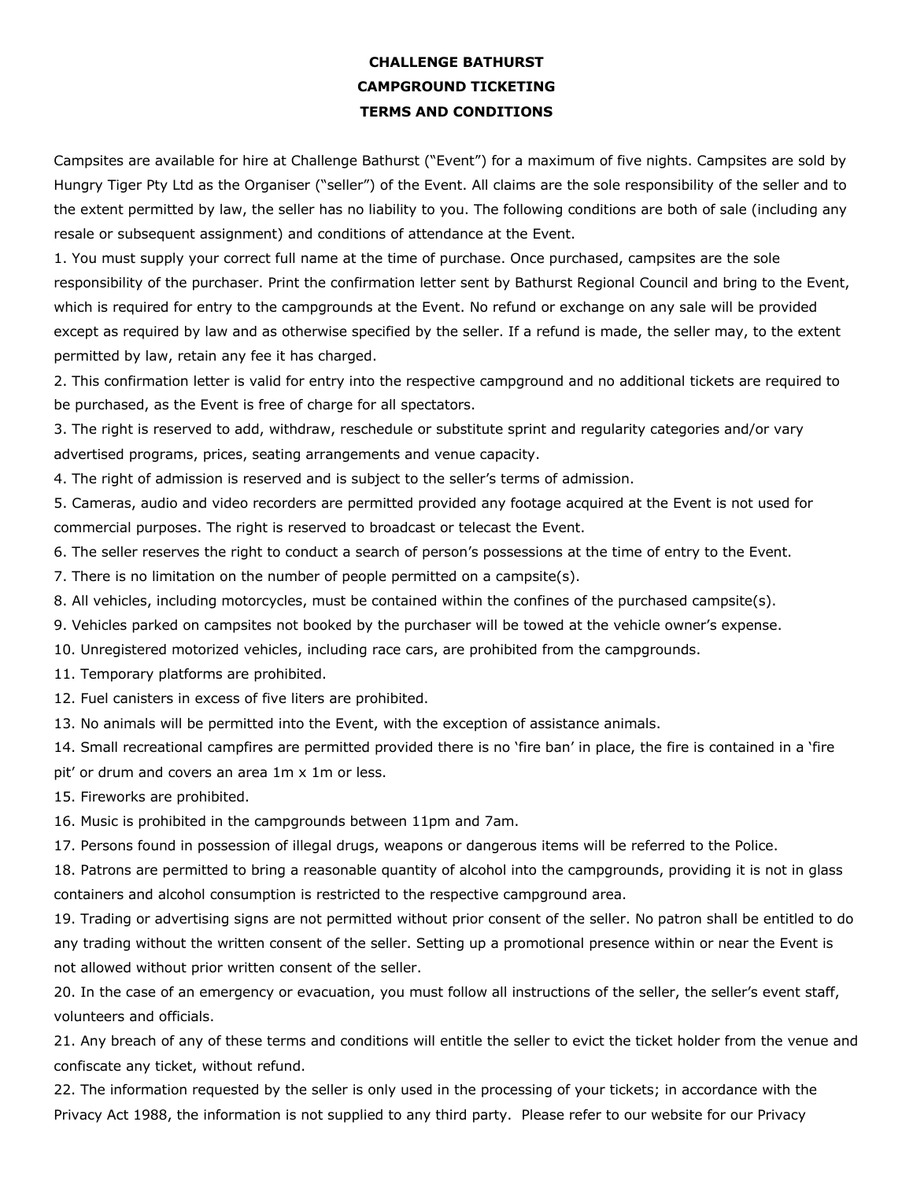# CHALLENGE BATHURST
# CAMPGROUND TICKETING
# TERMS AND CONDITIONS

Campsites are available for hire at Challenge Bathurst ("Event") for a maximum of five nights. Campsites are sold by Hungry Tiger Pty Ltd as the Organiser ("seller") of the Event. All claims are the sole responsibility of the seller and to the extent permitted by law, the seller has no liability to you. The following conditions are both of sale (including any resale or subsequent assignment) and conditions of attendance at the Event.

1. You must supply your correct full name at the time of purchase. Once purchased, campsites are the sole responsibility of the purchaser. Print the confirmation letter sent by Bathurst Regional Council and bring to the Event, which is required for entry to the campgrounds at the Event. No refund or exchange on any sale will be provided except as required by law and as otherwise specified by the seller. If a refund is made, the seller may, to the extent permitted by law, retain any fee it has charged.
2. This confirmation letter is valid for entry into the respective campground and no additional tickets are required to be purchased, as the Event is free of charge for all spectators.
3. The right is reserved to add, withdraw, reschedule or substitute sprint and regularity categories and/or vary advertised programs, prices, seating arrangements and venue capacity.
4. The right of admission is reserved and is subject to the seller's terms of admission.
5. Cameras, audio and video recorders are permitted provided any footage acquired at the Event is not used for commercial purposes. The right is reserved to broadcast or telecast the Event.
6. The seller reserves the right to conduct a search of person's possessions at the time of entry to the Event.
7. There is no limitation on the number of people permitted on a campsite(s).
8. All vehicles, including motorcycles, must be contained within the confines of the purchased campsite(s).
9. Vehicles parked on campsites not booked by the purchaser will be towed at the vehicle owner's expense.
10. Unregistered motorized vehicles, including race cars, are prohibited from the campgrounds.
11. Temporary platforms are prohibited.
12. Fuel canisters in excess of five liters are prohibited.
13. No animals will be permitted into the Event, with the exception of assistance animals.
14. Small recreational campfires are permitted provided there is no 'fire ban' in place, the fire is contained in a 'fire pit' or drum and covers an area 1m x 1m or less.
15. Fireworks are prohibited.
16. Music is prohibited in the campgrounds between 11pm and 7am.
17. Persons found in possession of illegal drugs, weapons or dangerous items will be referred to the Police.
18. Patrons are permitted to bring a reasonable quantity of alcohol into the campgrounds, providing it is not in glass containers and alcohol consumption is restricted to the respective campground area.
19. Trading or advertising signs are not permitted without prior consent of the seller. No patron shall be entitled to do any trading without the written consent of the seller. Setting up a promotional presence within or near the Event is not allowed without prior written consent of the seller.
20. In the case of an emergency or evacuation, you must follow all instructions of the seller, the seller's event staff, volunteers and officials.
21. Any breach of any of these terms and conditions will entitle the seller to evict the ticket holder from the venue and confiscate any ticket, without refund.
22. The information requested by the seller is only used in the processing of your tickets; in accordance with the Privacy Act 1988, the information is not supplied to any third party. Please refer to our website for our Privacy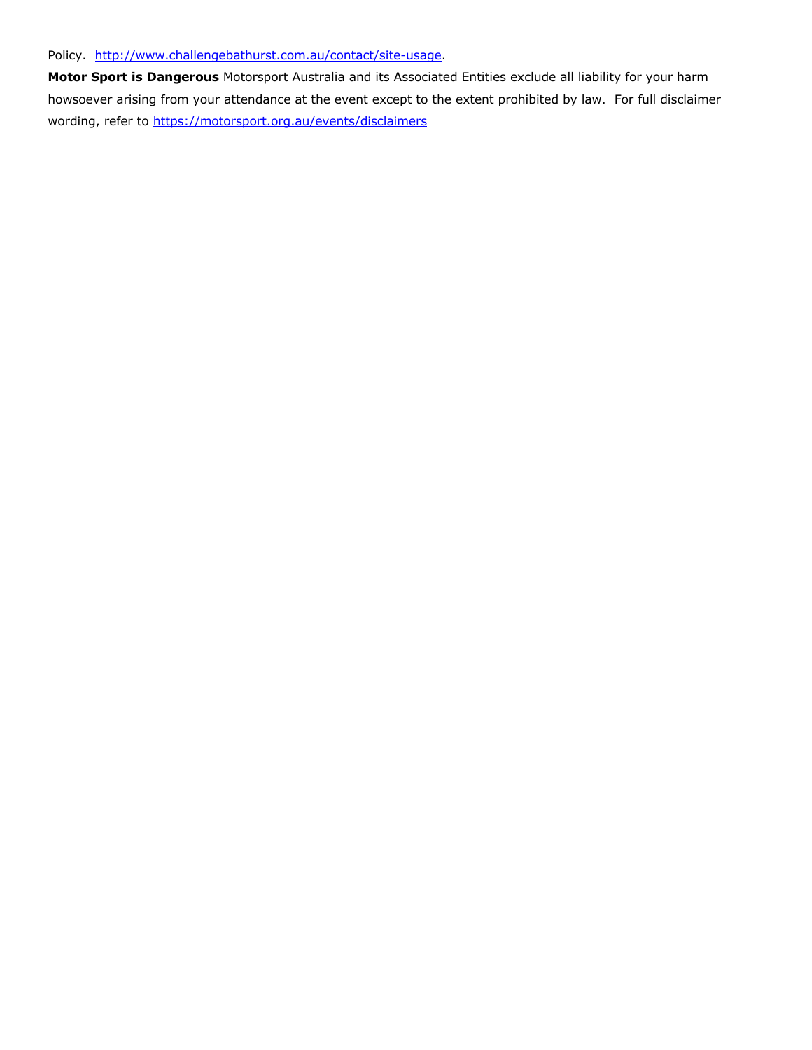Policy. [http://www.challengebathurst.com.au/contact/site-usage](http://www.challengebathurst.com.au/contact/site-usage).

**Motor Sport is Dangerous** Motorsport Australia and its Associated Entities exclude all liability for your harm howsoever arising from your attendance at the event except to the extent prohibited by law. For full disclaimer wording, refer to [https://motorsport.org.au/events/disclaimers](https://motorsport.org.au/events/disclaimers)